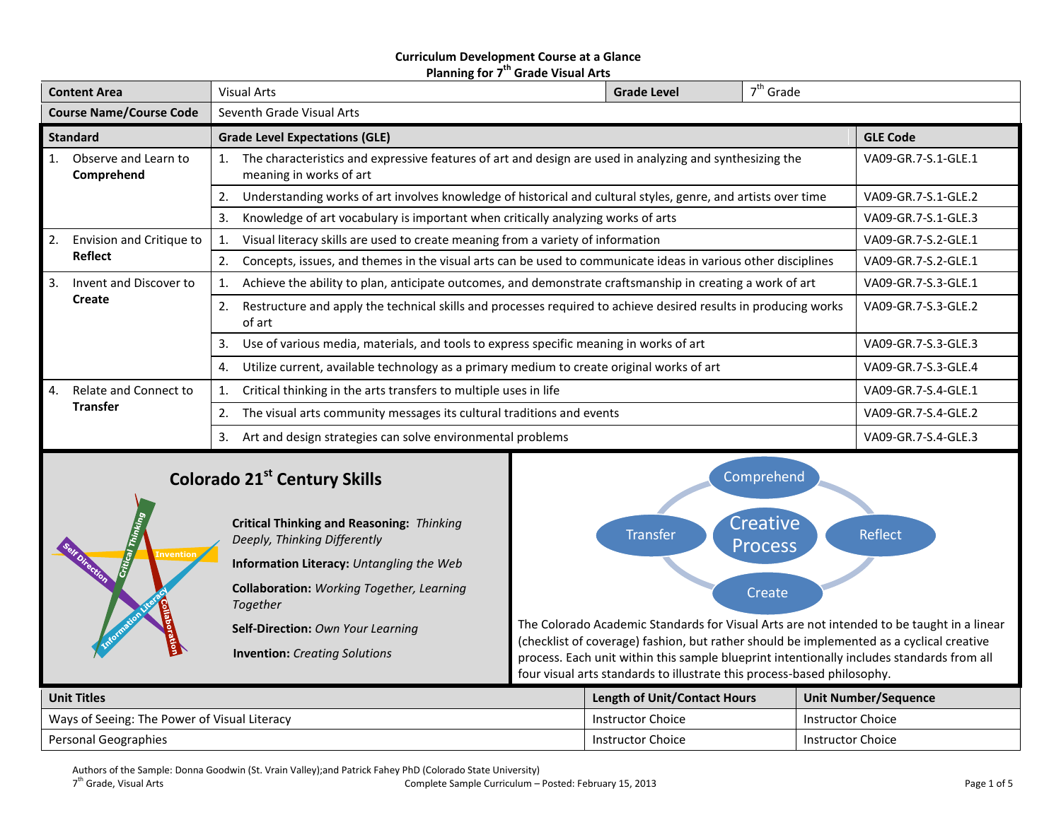**Curriculum Development Course at a Glance**
**Planning for 7th Grade Visual Arts**

| Content Area | Visual Arts | Grade Level | 7th Grade |
|---|---|---|---|
| **Course Name/Course Code** | Seventh Grade Visual Arts | | |

| Standard | Grade Level Expectations (GLE) | GLE Code |
|---|---|---|
| 1. Observe and Learn to **Comprehend** | 1. The characteristics and expressive features of art and design are used in analyzing and synthesizing the meaning in works of art | VA09-GR.7-S.1-GLE.1 |
| | 2. Understanding works of art involves knowledge of historical and cultural styles, genre, and artists over time | VA09-GR.7-S.1-GLE.2 |
| | 3. Knowledge of art vocabulary is important when critically analyzing works of arts | VA09-GR.7-S.1-GLE.3 |
| 2. Envision and Critique to **Reflect** | 1. Visual literacy skills are used to create meaning from a variety of information | VA09-GR.7-S.2-GLE.1 |
| | 2. Concepts, issues, and themes in the visual arts can be used to communicate ideas in various other disciplines | VA09-GR.7-S.2-GLE.1 |
| 3. Invent and Discover to **Create** | 1. Achieve the ability to plan, anticipate outcomes, and demonstrate craftsmanship in creating a work of art | VA09-GR.7-S.3-GLE.1 |
| | 2. Restructure and apply the technical skills and processes required to achieve desired results in producing works of art | VA09-GR.7-S.3-GLE.2 |
| | 3. Use of various media, materials, and tools to express specific meaning in works of art | VA09-GR.7-S.3-GLE.3 |
| | 4. Utilize current, available technology as a primary medium to create original works of art | VA09-GR.7-S.3-GLE.4 |
| 4. Relate and Connect to **Transfer** | 1. Critical thinking in the arts transfers to multiple uses in life | VA09-GR.7-S.4-GLE.1 |
| | 2. The visual arts community messages its cultural traditions and events | VA09-GR.7-S.4-GLE.2 |
| | 3. Art and design strategies can solve environmental problems | VA09-GR.7-S.4-GLE.3 |

## Colorado 21st Century Skills

**Critical Thinking and Reasoning:** *Thinking Deeply, Thinking Differently*

**Information Literacy:** *Untangling the Web*

**Collaboration:** *Working Together, Learning Together*

**Self-Direction:** *Own Your Learning*

**Invention:** *Creating Solutions*

Comprehend — Reflect — Create — Transfer — Creative Process

The Colorado Academic Standards for Visual Arts are not intended to be taught in a linear (checklist of coverage) fashion, but rather should be implemented as a cyclical creative process. Each unit within this sample blueprint intentionally includes standards from all four visual arts standards to illustrate this process-based philosophy.

| Unit Titles | Length of Unit/Contact Hours | Unit Number/Sequence |
|---|---|---|
| Ways of Seeing: The Power of Visual Literacy | Instructor Choice | Instructor Choice |
| Personal Geographies | Instructor Choice | Instructor Choice |

Authors of the Sample: Donna Goodwin (St. Vrain Valley); and Patrick Fahey PhD (Colorado State University)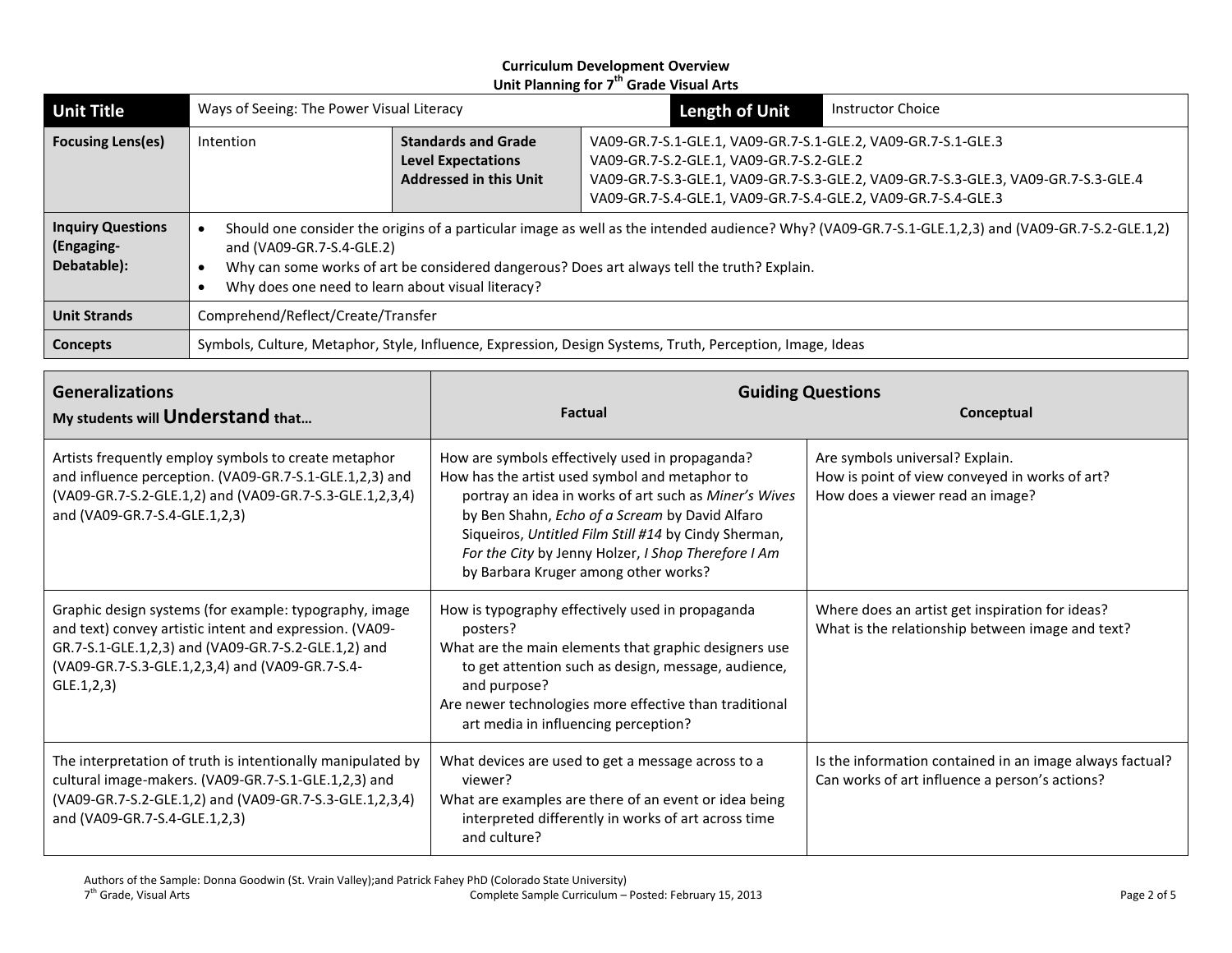**Curriculum Development Overview**
**Unit Planning for 7th Grade Visual Arts**

| **Unit Title** | Ways of Seeing: The Power Visual Literacy | | **Length of Unit** | Instructor Choice |
|---|---|---|---|---|
| **Focusing Lens(es)** | Intention | **Standards and Grade Level Expectations Addressed in this Unit** | VA09-GR.7-S.1-GLE.1, VA09-GR.7-S.1-GLE.2, VA09-GR.7-S.1-GLE.3<br>VA09-GR.7-S.2-GLE.1, VA09-GR.7-S.2-GLE.2<br>VA09-GR.7-S.3-GLE.1, VA09-GR.7-S.3-GLE.2, VA09-GR.7-S.3-GLE.3, VA09-GR.7-S.3-GLE.4<br>VA09-GR.7-S.4-GLE.1, VA09-GR.7-S.4-GLE.2, VA09-GR.7-S.4-GLE.3 | |
| **Inquiry Questions (Engaging-Debatable):** | • Should one consider the origins of a particular image as well as the intended audience? Why? (VA09-GR.7-S.1-GLE.1,2,3) and (VA09-GR.7-S.2-GLE.1,2) and (VA09-GR.7-S.4-GLE.2)<br>• Why can some works of art be considered dangerous? Does art always tell the truth? Explain.<br>• Why does one need to learn about visual literacy? | | | |
| **Unit Strands** | Comprehend/Reflect/Create/Transfer | | | |
| **Concepts** | Symbols, Culture, Metaphor, Style, Influence, Expression, Design Systems, Truth, Perception, Image, Ideas | | | |

| **Generalizations**<br>My students will **Understand** that… | **Guiding Questions**<br>**Factual** | **Conceptual** |
|---|---|---|
| Artists frequently employ symbols to create metaphor and influence perception. (VA09-GR.7-S.1-GLE.1,2,3) and (VA09-GR.7-S.2-GLE.1,2) and (VA09-GR.7-S.3-GLE.1,2,3,4) and (VA09-GR.7-S.4-GLE.1,2,3) | How are symbols effectively used in propaganda?<br>How has the artist used symbol and metaphor to portray an idea in works of art such as *Miner's Wives* by Ben Shahn, *Echo of a Scream* by David Alfaro Siqueiros, *Untitled Film Still #14* by Cindy Sherman, *For the City* by Jenny Holzer, *I Shop Therefore I Am* by Barbara Kruger among other works? | Are symbols universal? Explain.<br>How is point of view conveyed in works of art?<br>How does a viewer read an image? |
| Graphic design systems (for example: typography, image and text) convey artistic intent and expression. (VA09-GR.7-S.1-GLE.1,2,3) and (VA09-GR.7-S.2-GLE.1,2) and (VA09-GR.7-S.3-GLE.1,2,3,4) and (VA09-GR.7-S.4-GLE.1,2,3) | How is typography effectively used in propaganda posters?<br>What are the main elements that graphic designers use to get attention such as design, message, audience, and purpose?<br>Are newer technologies more effective than traditional art media in influencing perception? | Where does an artist get inspiration for ideas?<br>What is the relationship between image and text? |
| The interpretation of truth is intentionally manipulated by cultural image-makers. (VA09-GR.7-S.1-GLE.1,2,3) and (VA09-GR.7-S.2-GLE.1,2) and (VA09-GR.7-S.3-GLE.1,2,3,4) and (VA09-GR.7-S.4-GLE.1,2,3) | What devices are used to get a message across to a viewer?<br>What are examples are there of an event or idea being interpreted differently in works of art across time and culture? | Is the information contained in an image always factual?<br>Can works of art influence a person's actions? |

Authors of the Sample: Donna Goodwin (St. Vrain Valley);and Patrick Fahey PhD (Colorado State University)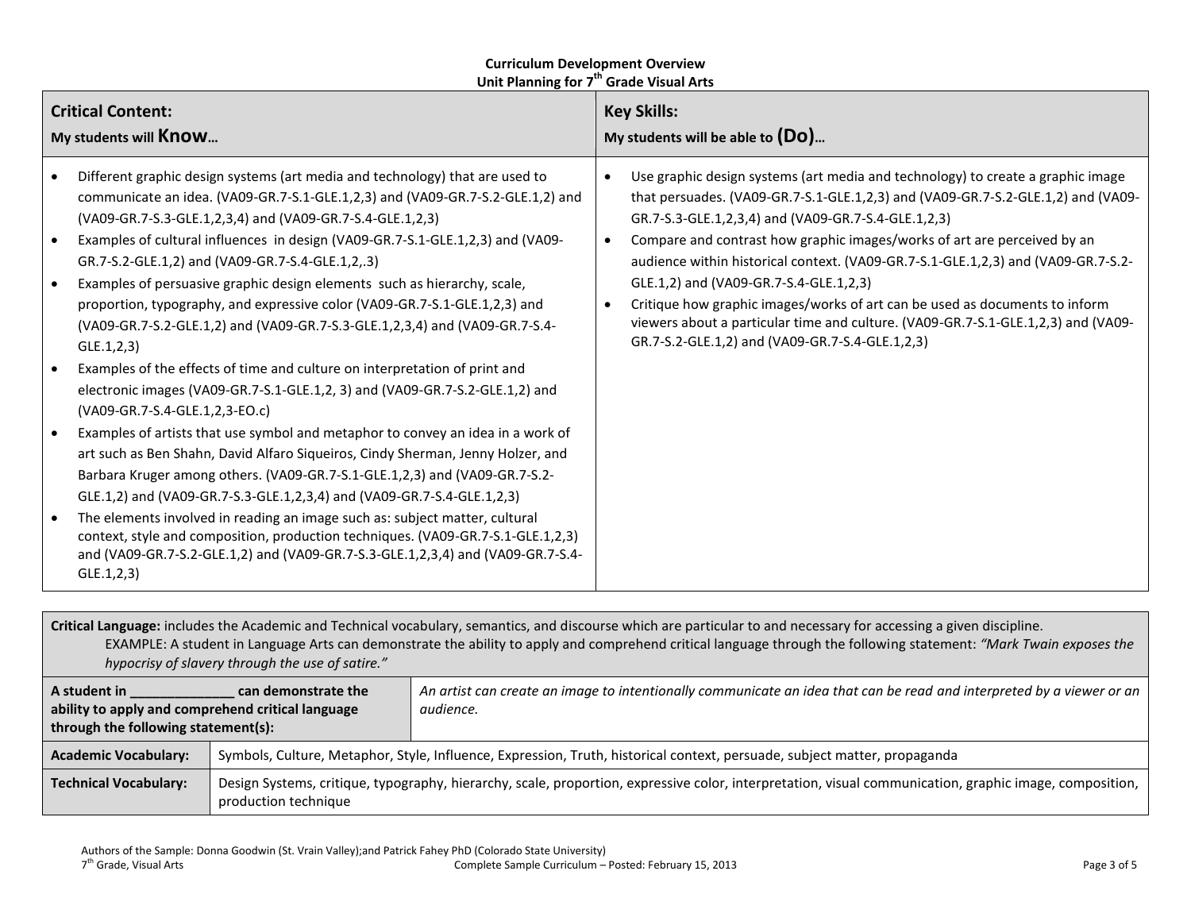**Curriculum Development Overview**
**Unit Planning for 7th Grade Visual Arts**

| **Critical Content:** My students will **Know**… | **Key Skills:** My students will be able to **(Do)**… |
|---|---|
| • Different graphic design systems (art media and technology) that are used to communicate an idea. (VA09-GR.7-S.1-GLE.1,2,3) and (VA09-GR.7-S.2-GLE.1,2) and (VA09-GR.7-S.3-GLE.1,2,3,4) and (VA09-GR.7-S.4-GLE.1,2,3)<br>• Examples of cultural influences in design (VA09-GR.7-S.1-GLE.1,2,3) and (VA09-GR.7-S.2-GLE.1,2) and (VA09-GR.7-S.4-GLE.1,2,.3)<br>• Examples of persuasive graphic design elements such as hierarchy, scale, proportion, typography, and expressive color (VA09-GR.7-S.1-GLE.1,2,3) and (VA09-GR.7-S.2-GLE.1,2) and (VA09-GR.7-S.3-GLE.1,2,3,4) and (VA09-GR.7-S.4-GLE.1,2,3)<br>• Examples of the effects of time and culture on interpretation of print and electronic images (VA09-GR.7-S.1-GLE.1,2, 3) and (VA09-GR.7-S.2-GLE.1,2) and (VA09-GR.7-S.4-GLE.1,2,3-EO.c)<br>• Examples of artists that use symbol and metaphor to convey an idea in a work of art such as Ben Shahn, David Alfaro Siqueiros, Cindy Sherman, Jenny Holzer, and Barbara Kruger among others. (VA09-GR.7-S.1-GLE.1,2,3) and (VA09-GR.7-S.2-GLE.1,2) and (VA09-GR.7-S.3-GLE.1,2,3,4) and (VA09-GR.7-S.4-GLE.1,2,3)<br>• The elements involved in reading an image such as: subject matter, cultural context, style and composition, production techniques. (VA09-GR.7-S.1-GLE.1,2,3) and (VA09-GR.7-S.2-GLE.1,2) and (VA09-GR.7-S.3-GLE.1,2,3,4) and (VA09-GR.7-S.4-GLE.1,2,3) | • Use graphic design systems (art media and technology) to create a graphic image that persuades. (VA09-GR.7-S.1-GLE.1,2,3) and (VA09-GR.7-S.2-GLE.1,2) and (VA09-GR.7-S.3-GLE.1,2,3,4) and (VA09-GR.7-S.4-GLE.1,2,3)<br>• Compare and contrast how graphic images/works of art are perceived by an audience within historical context. (VA09-GR.7-S.1-GLE.1,2,3) and (VA09-GR.7-S.2-GLE.1,2) and (VA09-GR.7-S.4-GLE.1,2,3)<br>• Critique how graphic images/works of art can be used as documents to inform viewers about a particular time and culture. (VA09-GR.7-S.1-GLE.1,2,3) and (VA09-GR.7-S.2-GLE.1,2) and (VA09-GR.7-S.4-GLE.1,2,3) |

**Critical Language:** includes the Academic and Technical vocabulary, semantics, and discourse which are particular to and necessary for accessing a given discipline.
EXAMPLE: A student in Language Arts can demonstrate the ability to apply and comprehend critical language through the following statement: *"Mark Twain exposes the hypocrisy of slavery through the use of satire."*

| **A student in ______________ can demonstrate the ability to apply and comprehend critical language through the following statement(s):** | *An artist can create an image to intentionally communicate an idea that can be read and interpreted by a viewer or an audience.* |
|---|---|
| **Academic Vocabulary:** | Symbols, Culture, Metaphor, Style, Influence, Expression, Truth, historical context, persuade, subject matter, propaganda |
| **Technical Vocabulary:** | Design Systems, critique, typography, hierarchy, scale, proportion, expressive color, interpretation, visual communication, graphic image, composition, production technique |

Authors of the Sample: Donna Goodwin (St. Vrain Valley);and Patrick Fahey PhD (Colorado State University)
7th Grade, Visual Arts — Complete Sample Curriculum – Posted: February 15, 2013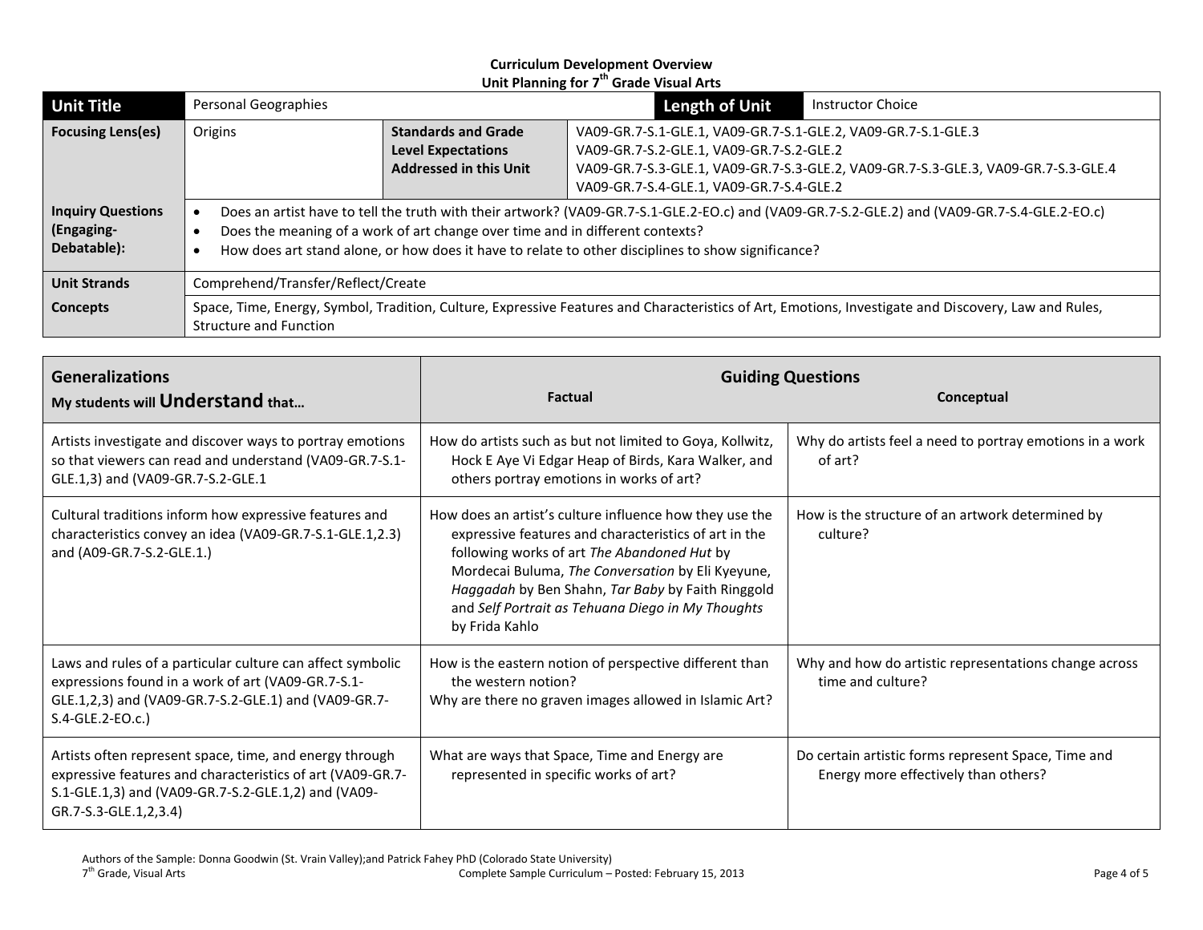**Curriculum Development Overview**
**Unit Planning for 7th Grade Visual Arts**

| **Unit Title** | Personal Geographies | | **Length of Unit** | Instructor Choice |
|---|---|---|---|---|
| **Focusing Lens(es)** | Origins | **Standards and Grade Level Expectations Addressed in this Unit** | VA09-GR.7-S.1-GLE.1, VA09-GR.7-S.1-GLE.2, VA09-GR.7-S.1-GLE.3<br>VA09-GR.7-S.2-GLE.1, VA09-GR.7-S.2-GLE.2<br>VA09-GR.7-S.3-GLE.1, VA09-GR.7-S.3-GLE.2, VA09-GR.7-S.3-GLE.3, VA09-GR.7-S.3-GLE.4<br>VA09-GR.7-S.4-GLE.1, VA09-GR.7-S.4-GLE.2 | |
| **Inquiry Questions (Engaging-Debatable):** | • Does an artist have to tell the truth with their artwork? (VA09-GR.7-S.1-GLE.2-EO.c) and (VA09-GR.7-S.2-GLE.2) and (VA09-GR.7-S.4-GLE.2-EO.c)<br>• Does the meaning of a work of art change over time and in different contexts?<br>• How does art stand alone, or how does it have to relate to other disciplines to show significance? | | | |
| **Unit Strands** | Comprehend/Transfer/Reflect/Create | | | |
| **Concepts** | Space, Time, Energy, Symbol, Tradition, Culture, Expressive Features and Characteristics of Art, Emotions, Investigate and Discovery, Law and Rules, Structure and Function | | | |

| **Generalizations**<br>My students will **Understand** that… | **Guiding Questions**<br>**Factual** | <br>**Conceptual** |
|---|---|---|
| Artists investigate and discover ways to portray emotions so that viewers can read and understand (VA09-GR.7-S.1-GLE.1,3) and (VA09-GR.7-S.2-GLE.1 | How do artists such as but not limited to Goya, Kollwitz, Hock E Aye Vi Edgar Heap of Birds, Kara Walker, and others portray emotions in works of art? | Why do artists feel a need to portray emotions in a work of art? |
| Cultural traditions inform how expressive features and characteristics convey an idea (VA09-GR.7-S.1-GLE.1,2.3) and (A09-GR.7-S.2-GLE.1.) | How does an artist's culture influence how they use the expressive features and characteristics of art in the following works of art *The Abandoned Hut* by Mordecai Buluma, *The Conversation* by Eli Kyeyune, *Haggadah* by Ben Shahn, *Tar Baby* by Faith Ringgold and *Self Portrait as Tehuana Diego in My Thoughts* by Frida Kahlo | How is the structure of an artwork determined by culture? |
| Laws and rules of a particular culture can affect symbolic expressions found in a work of art (VA09-GR.7-S.1-GLE.1,2,3) and (VA09-GR.7-S.2-GLE.1) and (VA09-GR.7-S.4-GLE.2-EO.c.) | How is the eastern notion of perspective different than the western notion?<br>Why are there no graven images allowed in Islamic Art? | Why and how do artistic representations change across time and culture? |
| Artists often represent space, time, and energy through expressive features and characteristics of art (VA09-GR.7-S.1-GLE.1,3) and (VA09-GR.7-S.2-GLE.1,2) and (VA09-GR.7-S.3-GLE.1,2,3.4) | What are ways that Space, Time and Energy are represented in specific works of art? | Do certain artistic forms represent Space, Time and Energy more effectively than others? |

Authors of the Sample: Donna Goodwin (St. Vrain Valley);and Patrick Fahey PhD (Colorado State University)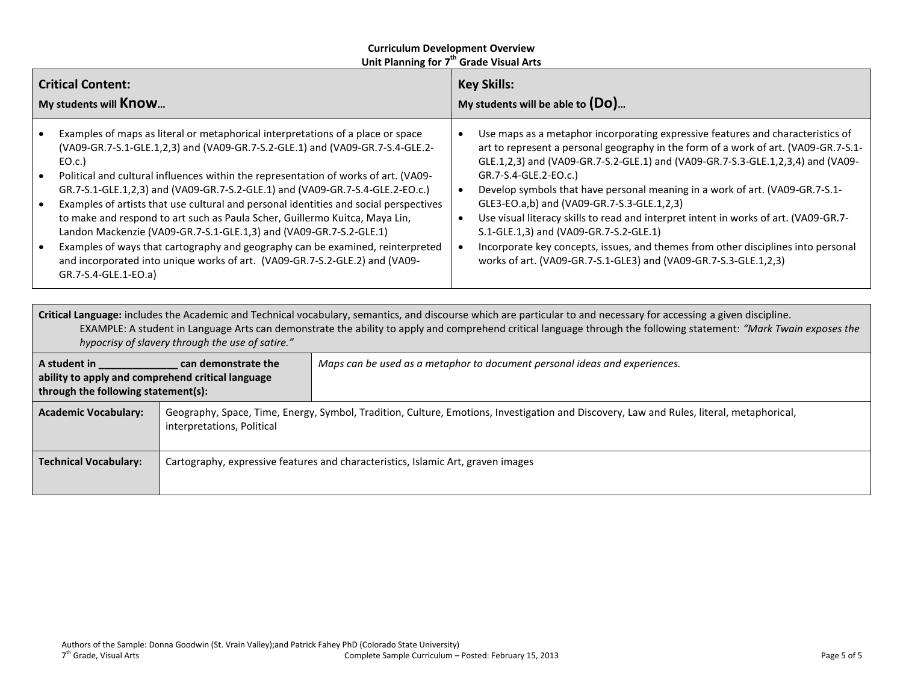**Curriculum Development Overview**
**Unit Planning for 7th Grade Visual Arts**

| **Critical Content:** My students will **Know**… | **Key Skills:** My students will be able to **(Do)**… |
| --- | --- |
| • Examples of maps as literal or metaphorical interpretations of a place or space (VA09-GR.7-S.1-GLE.1,2,3) and (VA09-GR.7-S.2-GLE.1) and (VA09-GR.7-S.4-GLE.2-EO.c.)<br>• Political and cultural influences within the representation of works of art. (VA09-GR.7-S.1-GLE.1,2,3) and (VA09-GR.7-S.2-GLE.1) and (VA09-GR.7-S.4-GLE.2-EO.c.)<br>• Examples of artists that use cultural and personal identities and social perspectives to make and respond to art such as Paula Scher, Guillermo Kuitca, Maya Lin, Landon Mackenzie (VA09-GR.7-S.1-GLE.1,3) and (VA09-GR.7-S.2-GLE.1)<br>• Examples of ways that cartography and geography can be examined, reinterpreted and incorporated into unique works of art. (VA09-GR.7-S.2-GLE.2) and (VA09-GR.7-S.4-GLE.1-EO.a) | • Use maps as a metaphor incorporating expressive features and characteristics of art to represent a personal geography in the form of a work of art. (VA09-GR.7-S.1-GLE.1,2,3) and (VA09-GR.7-S.2-GLE.1) and (VA09-GR.7-S.3-GLE.1,2,3,4) and (VA09-GR.7-S.4-GLE.2-EO.c.)<br>• Develop symbols that have personal meaning in a work of art. (VA09-GR.7-S.1-GLE3-EO.a,b) and (VA09-GR.7-S.3-GLE.1,2,3)<br>• Use visual literacy skills to read and interpret intent in works of art. (VA09-GR.7-S.1-GLE.1,3) and (VA09-GR.7-S.2-GLE.1)<br>• Incorporate key concepts, issues, and themes from other disciplines into personal works of art. (VA09-GR.7-S.1-GLE3) and (VA09-GR.7-S.3-GLE.1,2,3) |

**Critical Language:** includes the Academic and Technical vocabulary, semantics, and discourse which are particular to and necessary for accessing a given discipline.
EXAMPLE: A student in Language Arts can demonstrate the ability to apply and comprehend critical language through the following statement: *"Mark Twain exposes the hypocrisy of slavery through the use of satire."*

| | |
| --- | --- |
| **A student in ______________ can demonstrate the ability to apply and comprehend critical language through the following statement(s):** | *Maps can be used as a metaphor to document personal ideas and experiences.* |
| **Academic Vocabulary:** | Geography, Space, Time, Energy, Symbol, Tradition, Culture, Emotions, Investigation and Discovery, Law and Rules, literal, metaphorical, interpretations, Political |
| **Technical Vocabulary:** | Cartography, expressive features and characteristics, Islamic Art, graven images |

Authors of the Sample: Donna Goodwin (St. Vrain Valley);and Patrick Fahey PhD (Colorado State University)